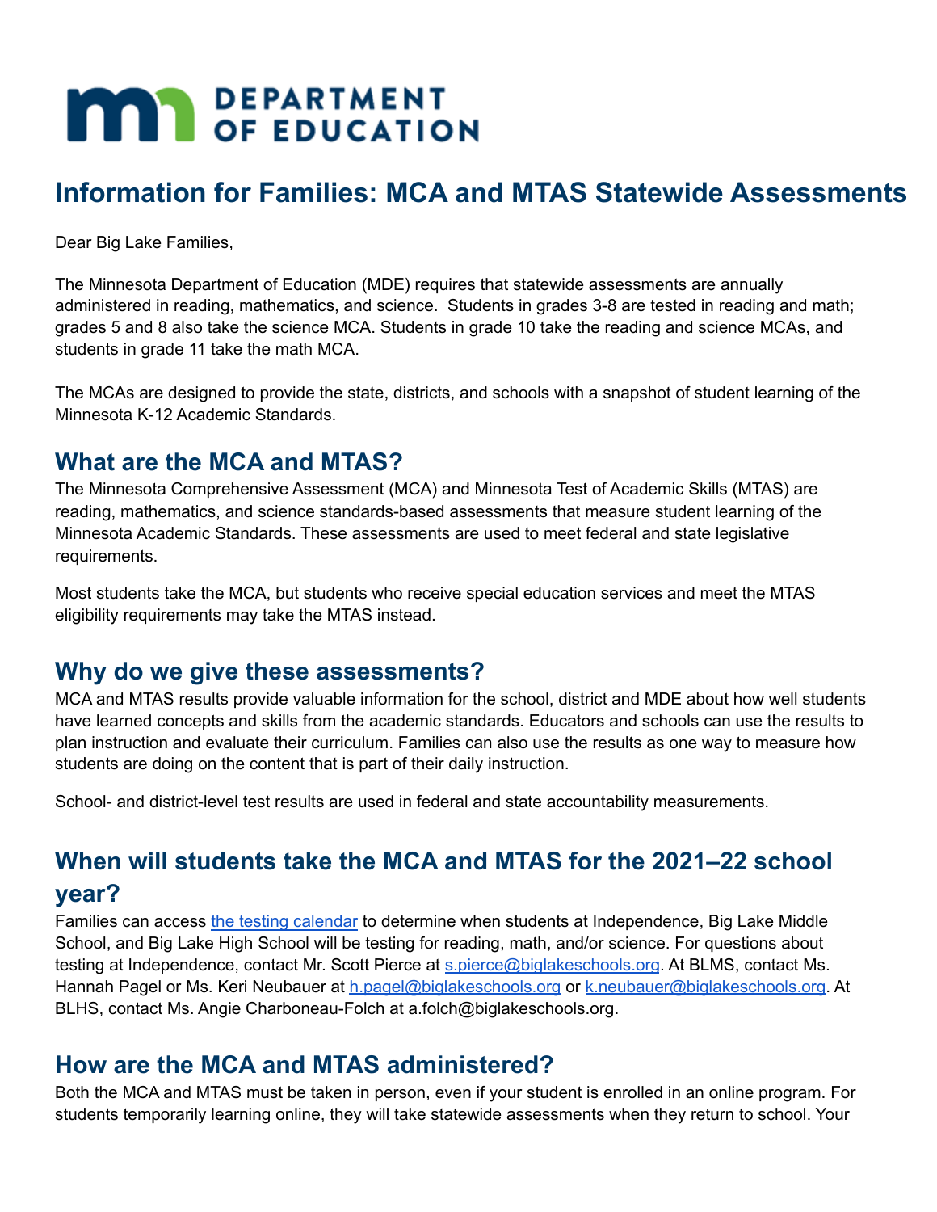# Information for Families: MCA and MTAS Statewide Assessments

Dear Big Lake Families,

The Minnesota Department of Education (MDE) requires that statewide assessments are annually administered in reading, mathematics, and science. Students in grades 3-8 are tested in reading and math; grades 5 and 8 also take the science MCA. Students in grade 10 take the reading and science MCAs, and students in grade 11 take the math MCA.

The MCAs are designed to provide the state, districts, and schools with a snapshot of student learning of the Minnesota K-12 Academic Standards.

## What are the MCA and MTAS?

The Minnesota Comprehensive Assessment (MCA) and Minnesota Test of Academic Skills (MTAS) are reading, mathematics, and science standards-based assessments that measure student learning of the Minnesota Academic Standards. These assessments are used to meet federal and state legislative requirements.

Most students take the MCA, but students who receive special education services and meet the MTAS eligibility requirements may take the MTAS instead.

## Why do we give these assessments?

MCA and MTAS results provide valuable information for the school, district and MDE about how well students have learned concepts and skills from the academic standards. Educators and schools can use the results to plan instruction and evaluate their curriculum. Families can also use the results as one way to measure how students are doing on the content that is part of their daily instruction.

School- and district-level test results are used in federal and state accountability measurements.

## When will students take the MCA and MTAS for the 2021–22 school year?

Families can access [the testing calendar] to determine when students at Independence, Big Lake Middle School, and Big Lake High School will be testing for reading, math, and/or science. For questions about testing at Independence, contact Mr. Scott Pierce at s.pierce@biglakeschools.org. At BLMS, contact Ms. Hannah Pagel or Ms. Keri Neubauer at h.pagel@biglakeschools.org or k.neubauer@biglakeschools.org. At BLHS, contact Ms. Angie Charboneau-Folch at a.folch@biglakeschools.org.

## How are the MCA and MTAS administered?

Both the MCA and MTAS must be taken in person, even if your student is enrolled in an online program. For students temporarily learning online, they will take statewide assessments when they return to school. Your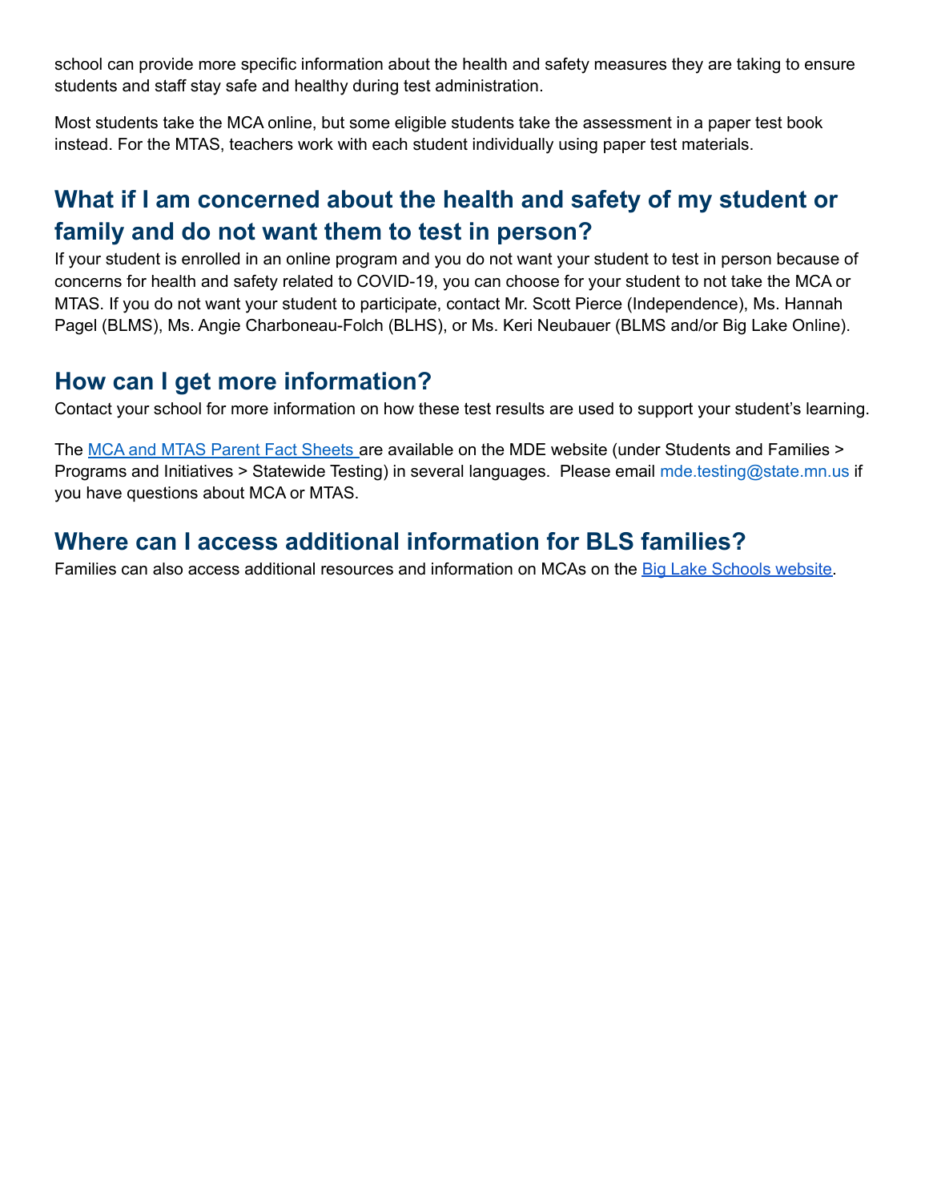school can provide more specific information about the health and safety measures they are taking to ensure students and staff stay safe and healthy during test administration.

Most students take the MCA online, but some eligible students take the assessment in a paper test book instead. For the MTAS, teachers work with each student individually using paper test materials.

## What if I am concerned about the health and safety of my student or family and do not want them to test in person?

If your student is enrolled in an online program and you do not want your student to test in person because of concerns for health and safety related to COVID-19, you can choose for your student to not take the MCA or MTAS. If you do not want your student to participate, contact Mr. Scott Pierce (Independence), Ms. Hannah Pagel (BLMS), Ms. Angie Charboneau-Folch (BLHS), or Ms. Keri Neubauer (BLMS and/or Big Lake Online).

## How can I get more information?

Contact your school for more information on how these test results are used to support your student's learning.

The MCA and MTAS Parent Fact Sheets are available on the MDE website (under Students and Families > Programs and Initiatives > Statewide Testing) in several languages. Please email mde.testing@state.mn.us if you have questions about MCA or MTAS.

## Where can I access additional information for BLS families?

Families can also access additional resources and information on MCAs on the Big Lake Schools website.